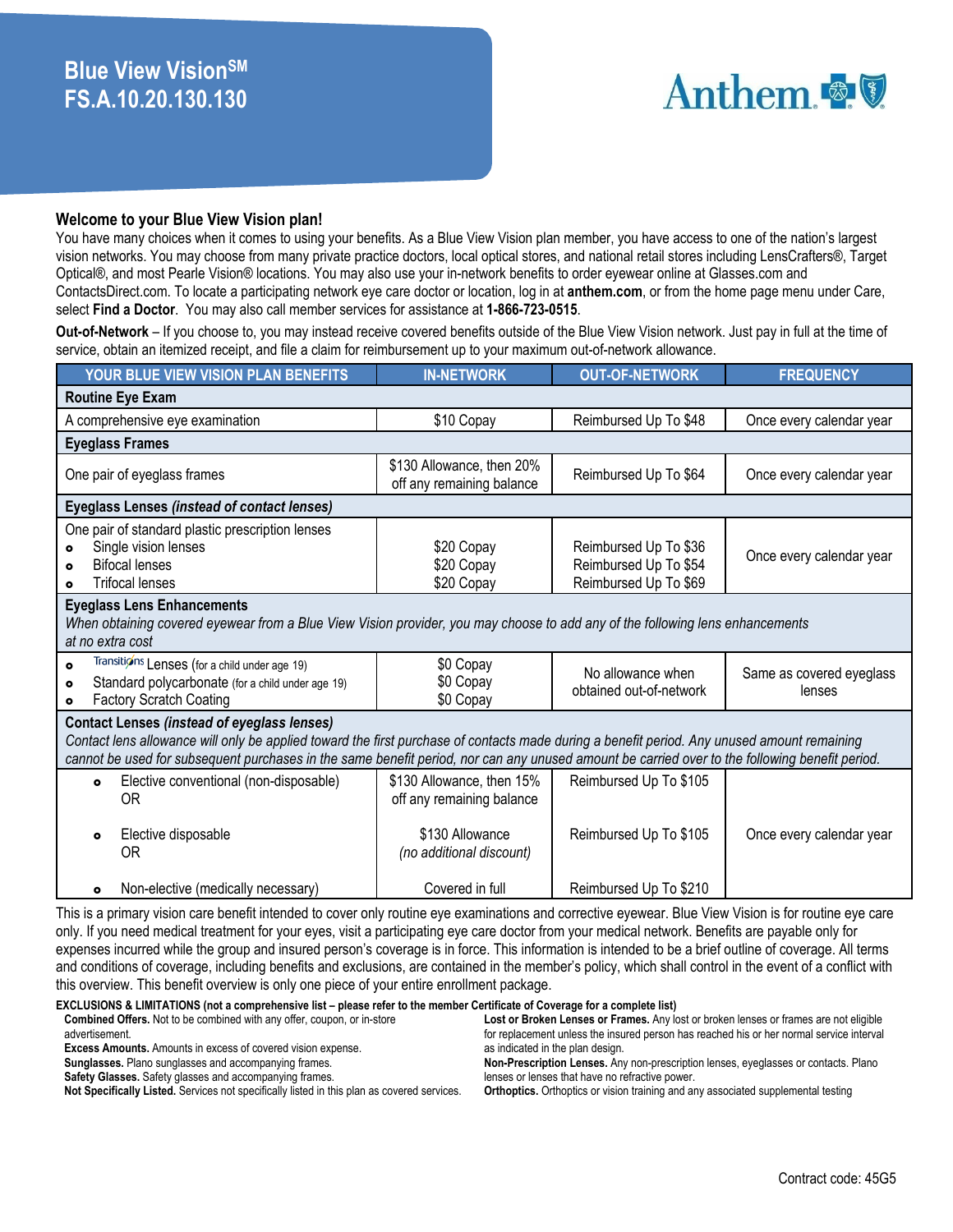# Blue View Vision℠
# FS.A.10.20.130.130

Anthem

**Welcome to your Blue View Vision plan!**

You have many choices when it comes to using your benefits. As a Blue View Vision plan member, you have access to one of the nation's largest vision networks. You may choose from many private practice doctors, local optical stores, and national retail stores including LensCrafters®, Target Optical®, and most Pearle Vision® locations. You may also use your in-network benefits to order eyewear online at Glasses.com and ContactsDirect.com. To locate a participating network eye care doctor or location, log in at **anthem.com**, or from the home page menu under Care, select **Find a Doctor**. You may also call member services for assistance at **1-866-723-0515**.

**Out-of-Network** – If you choose to, you may instead receive covered benefits outside of the Blue View Vision network. Just pay in full at the time of service, obtain an itemized receipt, and file a claim for reimbursement up to your maximum out-of-network allowance.

| YOUR BLUE VIEW VISION PLAN BENEFITS | IN-NETWORK | OUT-OF-NETWORK | FREQUENCY |
|---|---|---|---|
| **Routine Eye Exam** | | | |
| A comprehensive eye examination | $10 Copay | Reimbursed Up To $48 | Once every calendar year |
| **Eyeglass Frames** | | | |
| One pair of eyeglass frames | $130 Allowance, then 20% off any remaining balance | Reimbursed Up To $64 | Once every calendar year |
| **Eyeglass Lenses *(instead of contact lenses)*** | | | |
| One pair of standard plastic prescription lenses<br>• Single vision lenses<br>• Bifocal lenses<br>• Trifocal lenses | <br>$20 Copay<br>$20 Copay<br>$20 Copay | <br>Reimbursed Up To $36<br>Reimbursed Up To $54<br>Reimbursed Up To $69 | Once every calendar year |
| **Eyeglass Lens Enhancements**<br>*When obtaining covered eyewear from a Blue View Vision provider, you may choose to add any of the following lens enhancements at no extra cost* | | | |
| • Transitions Lenses (for a child under age 19)<br>• Standard polycarbonate (for a child under age 19)<br>• Factory Scratch Coating | $0 Copay<br>$0 Copay<br>$0 Copay | No allowance when obtained out-of-network | Same as covered eyeglass lenses |
| **Contact Lenses *(instead of eyeglass lenses)***<br>*Contact lens allowance will only be applied toward the first purchase of contacts made during a benefit period. Any unused amount remaining cannot be used for subsequent purchases in the same benefit period, nor can any unused amount be carried over to the following benefit period.* | | | |
| • Elective conventional (non-disposable)<br>OR | $130 Allowance, then 15% off any remaining balance | Reimbursed Up To $105 | Once every calendar year |
| • Elective disposable<br>OR | $130 Allowance<br>*(no additional discount)* | Reimbursed Up To $105 | Once every calendar year |
| • Non-elective (medically necessary) | Covered in full | Reimbursed Up To $210 | Once every calendar year |

This is a primary vision care benefit intended to cover only routine eye examinations and corrective eyewear. Blue View Vision is for routine eye care only. If you need medical treatment for your eyes, visit a participating eye care doctor from your medical network. Benefits are payable only for expenses incurred while the group and insured person's coverage is in force. This information is intended to be a brief outline of coverage. All terms and conditions of coverage, including benefits and exclusions, are contained in the member's policy, which shall control in the event of a conflict with this overview. This benefit overview is only one piece of your entire enrollment package.

**EXCLUSIONS & LIMITATIONS (not a comprehensive list – please refer to the member Certificate of Coverage for a complete list)**

**Combined Offers.** Not to be combined with any offer, coupon, or in-store advertisement.

**Excess Amounts.** Amounts in excess of covered vision expense.

**Sunglasses.** Plano sunglasses and accompanying frames.

**Safety Glasses.** Safety glasses and accompanying frames.

**Not Specifically Listed.** Services not specifically listed in this plan as covered services.

**Lost or Broken Lenses or Frames.** Any lost or broken lenses or frames are not eligible for replacement unless the insured person has reached his or her normal service interval as indicated in the plan design.

**Non-Prescription Lenses.** Any non-prescription lenses, eyeglasses or contacts. Plano lenses or lenses that have no refractive power.

**Orthoptics.** Orthoptics or vision training and any associated supplemental testing

Contract code: 45G5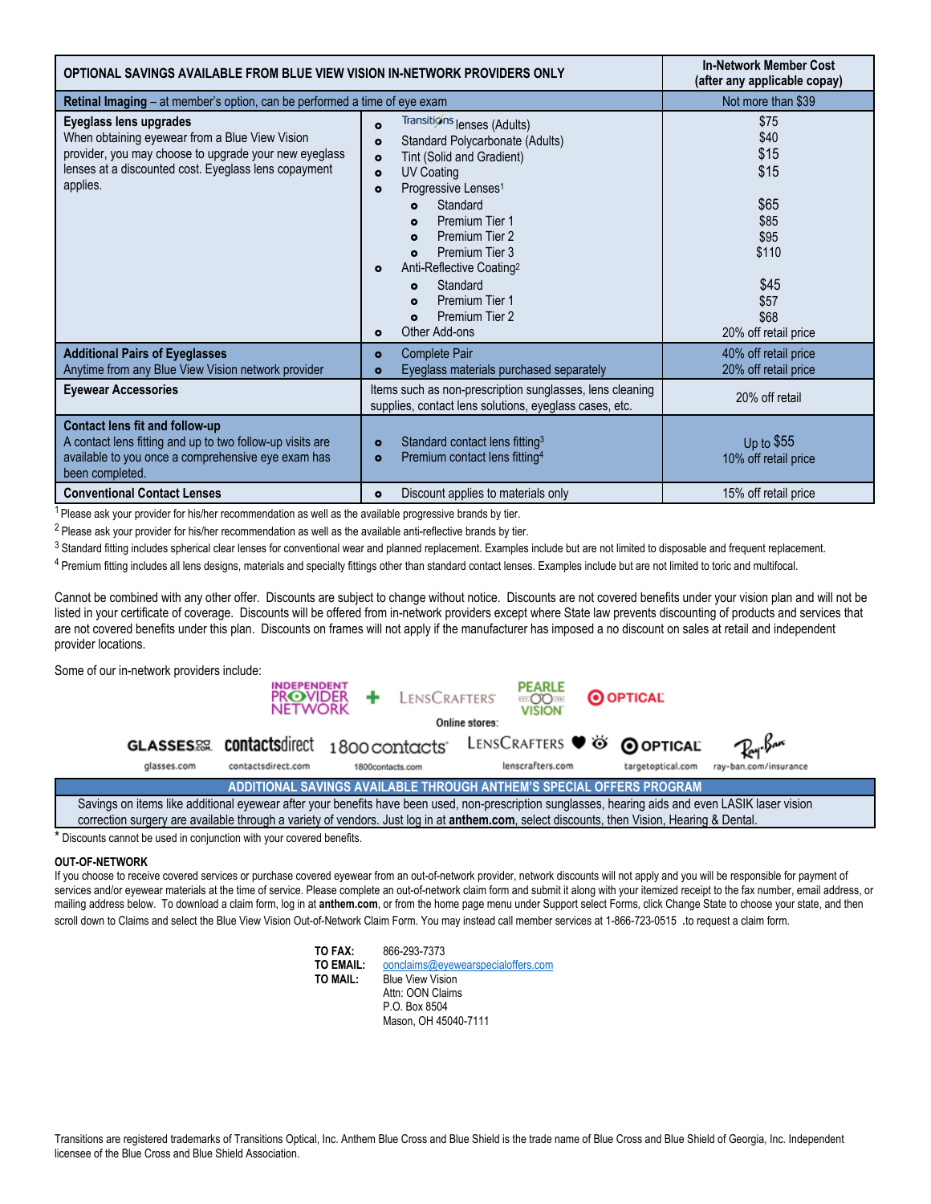| OPTIONAL SAVINGS AVAILABLE FROM BLUE VIEW VISION IN-NETWORK PROVIDERS ONLY | | In-Network Member Cost (after any applicable copay) |
|---|---|---|
| **Retinal Imaging** – at member's option, can be performed a time of eye exam | | Not more than $39 |
| **Eyeglass lens upgrades** When obtaining eyewear from a Blue View Vision provider, you may choose to upgrade your new eyeglass lenses at a discounted cost. Eyeglass lens copayment applies. | Transitions lenses (Adults) | $75 |
| | Standard Polycarbonate (Adults) | $40 |
| | Tint (Solid and Gradient) | $15 |
| | UV Coating | $15 |
| | Progressive Lenses[1] | |
| | Standard | $65 |
| | Premium Tier 1 | $85 |
| | Premium Tier 2 | $95 |
| | Premium Tier 3 | $110 |
| | Anti-Reflective Coating[2] | |
| | Standard | $45 |
| | Premium Tier 1 | $57 |
| | Premium Tier 2 | $68 |
| | Other Add-ons | 20% off retail price |
| **Additional Pairs of Eyeglasses** Anytime from any Blue View Vision network provider | Complete Pair | 40% off retail price |
| | Eyeglass materials purchased separately | 20% off retail price |
| **Eyewear Accessories** | Items such as non-prescription sunglasses, lens cleaning supplies, contact lens solutions, eyeglass cases, etc. | 20% off retail |
| **Contact lens fit and follow-up** A contact lens fitting and up to two follow-up visits are available to you once a comprehensive eye exam has been completed. | Standard contact lens fitting[3] | Up to $55 |
| | Premium contact lens fitting[4] | 10% off retail price |
| **Conventional Contact Lenses** | Discount applies to materials only | 15% off retail price |

[1] Please ask your provider for his/her recommendation as well as the available progressive brands by tier.

[2] Please ask your provider for his/her recommendation as well as the available anti-reflective brands by tier.

[3] Standard fitting includes spherical clear lenses for conventional wear and planned replacement. Examples include but are not limited to disposable and frequent replacement.

[4] Premium fitting includes all lens designs, materials and specialty fittings other than standard contact lenses. Examples include but are not limited to toric and multifocal.

Cannot be combined with any other offer. Discounts are subject to change without notice. Discounts are not covered benefits under your vision plan and will not be listed in your certificate of coverage. Discounts will be offered from in-network providers except where State law prevents discounting of products and services that are not covered benefits under this plan. Discounts on frames will not apply if the manufacturer has imposed a no discount on sales at retail and independent provider locations.

Some of our in-network providers include:

Independent Provider Network + LensCrafters, Pearle Vision, Target Optical

Online stores:

glasses.com, contactsdirect.com, 1800contacts.com, lenscrafters.com, targetoptical.com, ray-ban.com/insurance

| ADDITIONAL SAVINGS AVAILABLE THROUGH ANTHEM'S SPECIAL OFFERS PROGRAM |
|---|
| Savings on items like additional eyewear after your benefits have been used, non-prescription sunglasses, hearing aids and even LASIK laser vision correction surgery are available through a variety of vendors. Just log in at **anthem.com**, select discounts, then Vision, Hearing & Dental. |

* Discounts cannot be used in conjunction with your covered benefits.

**OUT-OF-NETWORK**

If you choose to receive covered services or purchase covered eyewear from an out-of-network provider, network discounts will not apply and you will be responsible for payment of services and/or eyewear materials at the time of service. Please complete an out-of-network claim form and submit it along with your itemized receipt to the fax number, email address, or mailing address below. To download a claim form, log in at **anthem.com**, or from the home page menu under Support select Forms, click Change State to choose your state, and then scroll down to Claims and select the Blue View Vision Out-of-Network Claim Form. You may instead call member services at 1-866-723-0515 .to request a claim form.

**TO FAX:** 866-293-7373
**TO EMAIL:** oonclaims@eyewearspecialoffers.com
**TO MAIL:** Blue View Vision
Attn: OON Claims
P.O. Box 8504
Mason, OH 45040-7111

Transitions are registered trademarks of Transitions Optical, Inc. Anthem Blue Cross and Blue Shield is the trade name of Blue Cross and Blue Shield of Georgia, Inc. Independent licensee of the Blue Cross and Blue Shield Association.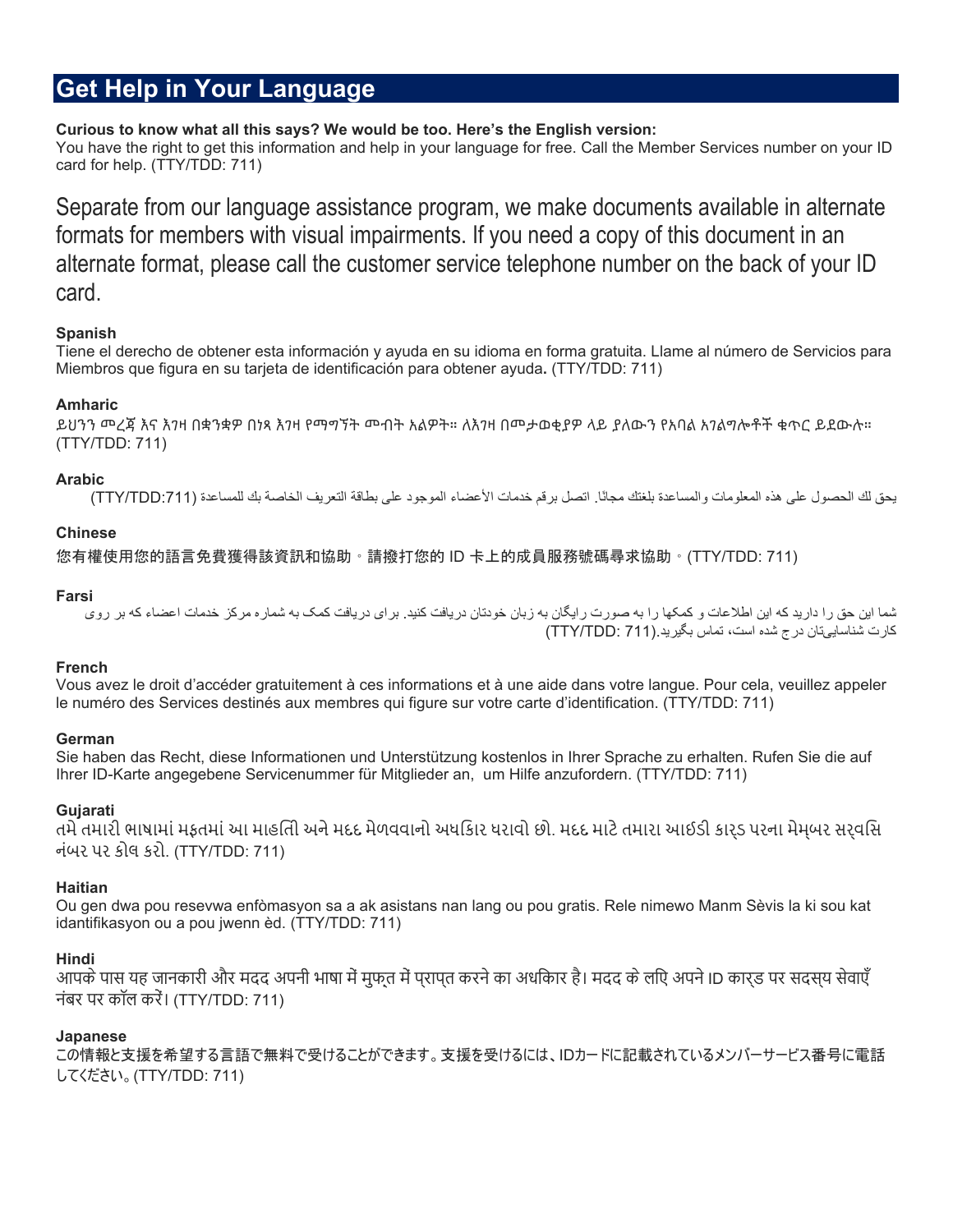## Get Help in Your Language

**Curious to know what all this says? We would be too. Here's the English version:**
You have the right to get this information and help in your language for free. Call the Member Services number on your ID card for help. (TTY/TDD: 711)

Separate from our language assistance program, we make documents available in alternate formats for members with visual impairments. If you need a copy of this document in an alternate format, please call the customer service telephone number on the back of your ID card.

**Spanish**
Tiene el derecho de obtener esta información y ayuda en su idioma en forma gratuita. Llame al número de Servicios para Miembros que figura en su tarjeta de identificación para obtener ayuda**.** (TTY/TDD: 711)

**Amharic**
ይህንን መረጃ እና እገዛ በቋንቋዎ በነጻ እገዛ የማግኘት መብት አልዎት። ለእገዛ በመታወቂያዎ ላይ ያለውን የአባል አገልግሎቶች ቁጥር ይደውሉ። (TTY/TDD: 711)

**Arabic**
يحق لك الحصول على هذه المعلومات والمساعدة بلغتك مجانًا. اتصل برقم خدمات الأعضاء الموجود على بطاقة التعريف الخاصة بك للمساعدة (TTY/TDD:711)

**Chinese**
您有權使用您的語言免費獲得該資訊和協助。請撥打您的 ID 卡上的成員服務號碼尋求協助。(TTY/TDD: 711)

**Farsi**
شما این حق را دارید که این اطلاعات و کمکها را به صورت رایگان به زبان خودتان دریافت کنید. برای دریافت کمک به شماره مرکز خدمات اعضاء که بر روی کارت شناساییتان درج شده است، تماس بگیرید.(TTY/TDD: 711)

**French**
Vous avez le droit d'accéder gratuitement à ces informations et à une aide dans votre langue. Pour cela, veuillez appeler le numéro des Services destinés aux membres qui figure sur votre carte d'identification. (TTY/TDD: 711)

**German**
Sie haben das Recht, diese Informationen und Unterstützung kostenlos in Ihrer Sprache zu erhalten. Rufen Sie die auf Ihrer ID-Karte angegebene Servicenummer für Mitglieder an, um Hilfe anzufordern. (TTY/TDD: 711)

**Gujarati**
તમે તમારી ભાષામાં મફતમાં આ માહિતી અને મદદ મેળવવાનો અધિકાર ધરાવો છો. મદદ માટે તમારા આઈડી કાર્ડ પરના મેમ્બર સર્વિસિ નંબર પર કોલ કરો. (TTY/TDD: 711)

**Haitian**
Ou gen dwa pou resevwa enfòmasyon sa a ak asistans nan lang ou pou gratis. Rele nimewo Manm Sèvis la ki sou kat idantifikasyon ou a pou jwenn èd. (TTY/TDD: 711)

**Hindi**
आपके पास यह जानकारी और मदद अपनी भाषा में मुफ्त में प्राप्त करने का अधिकार है। मदद के लिए अपने ID कार्ड पर सदस्य सेवाएँ नंबर पर कॉल करें। (TTY/TDD: 711)

**Japanese**
この情報と支援を希望する言語で無料で受けることができます。支援を受けるには、IDカードに記載されているメンバーサービス番号に電話してください。(TTY/TDD: 711)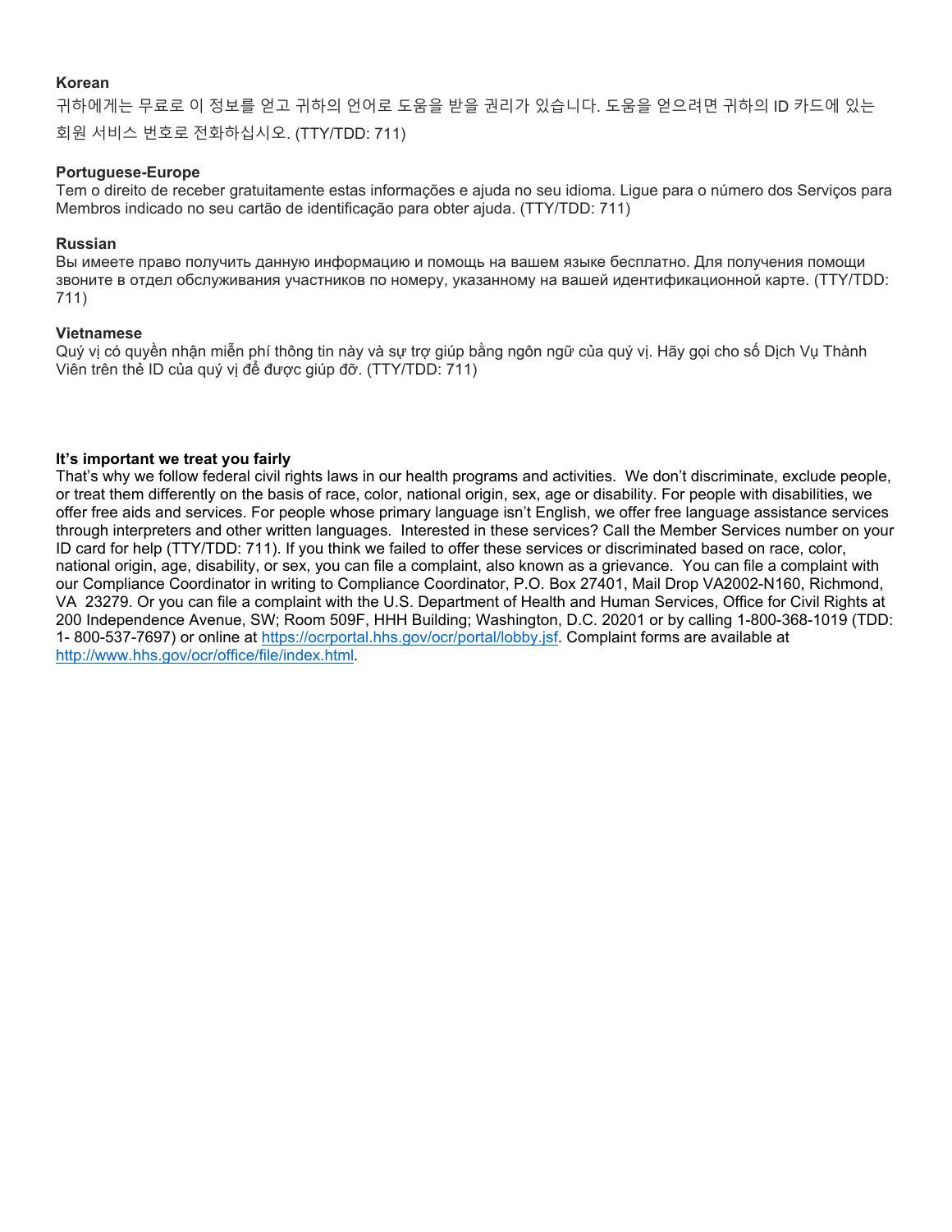**Korean**

귀하에게는 무료로 이 정보를 얻고 귀하의 언어로 도움을 받을 권리가 있습니다. 도움을 얻으려면 귀하의 ID 카드에 있는 회원 서비스 번호로 전화하십시오. (TTY/TDD: 711)

**Portuguese-Europe**

Tem o direito de receber gratuitamente estas informações e ajuda no seu idioma. Ligue para o número dos Serviços para Membros indicado no seu cartão de identificação para obter ajuda. (TTY/TDD: 711)

**Russian**

Вы имеете право получить данную информацию и помощь на вашем языке бесплатно. Для получения помощи звоните в отдел обслуживания участников по номеру, указанному на вашей идентификационной карте. (TTY/TDD: 711)

**Vietnamese**

Quý vị có quyền nhận miễn phí thông tin này và sự trợ giúp bằng ngôn ngữ của quý vị. Hãy gọi cho số Dịch Vụ Thành Viên trên thẻ ID của quý vị để được giúp đỡ. (TTY/TDD: 711)

**It's important we treat you fairly**

That's why we follow federal civil rights laws in our health programs and activities. We don't discriminate, exclude people, or treat them differently on the basis of race, color, national origin, sex, age or disability. For people with disabilities, we offer free aids and services. For people whose primary language isn't English, we offer free language assistance services through interpreters and other written languages. Interested in these services? Call the Member Services number on your ID card for help (TTY/TDD: 711). If you think we failed to offer these services or discriminated based on race, color, national origin, age, disability, or sex, you can file a complaint, also known as a grievance. You can file a complaint with our Compliance Coordinator in writing to Compliance Coordinator, P.O. Box 27401, Mail Drop VA2002-N160, Richmond, VA 23279. Or you can file a complaint with the U.S. Department of Health and Human Services, Office for Civil Rights at 200 Independence Avenue, SW; Room 509F, HHH Building; Washington, D.C. 20201 or by calling 1-800-368-1019 (TDD: 1- 800-537-7697) or online at https://ocrportal.hhs.gov/ocr/portal/lobby.jsf. Complaint forms are available at http://www.hhs.gov/ocr/office/file/index.html.